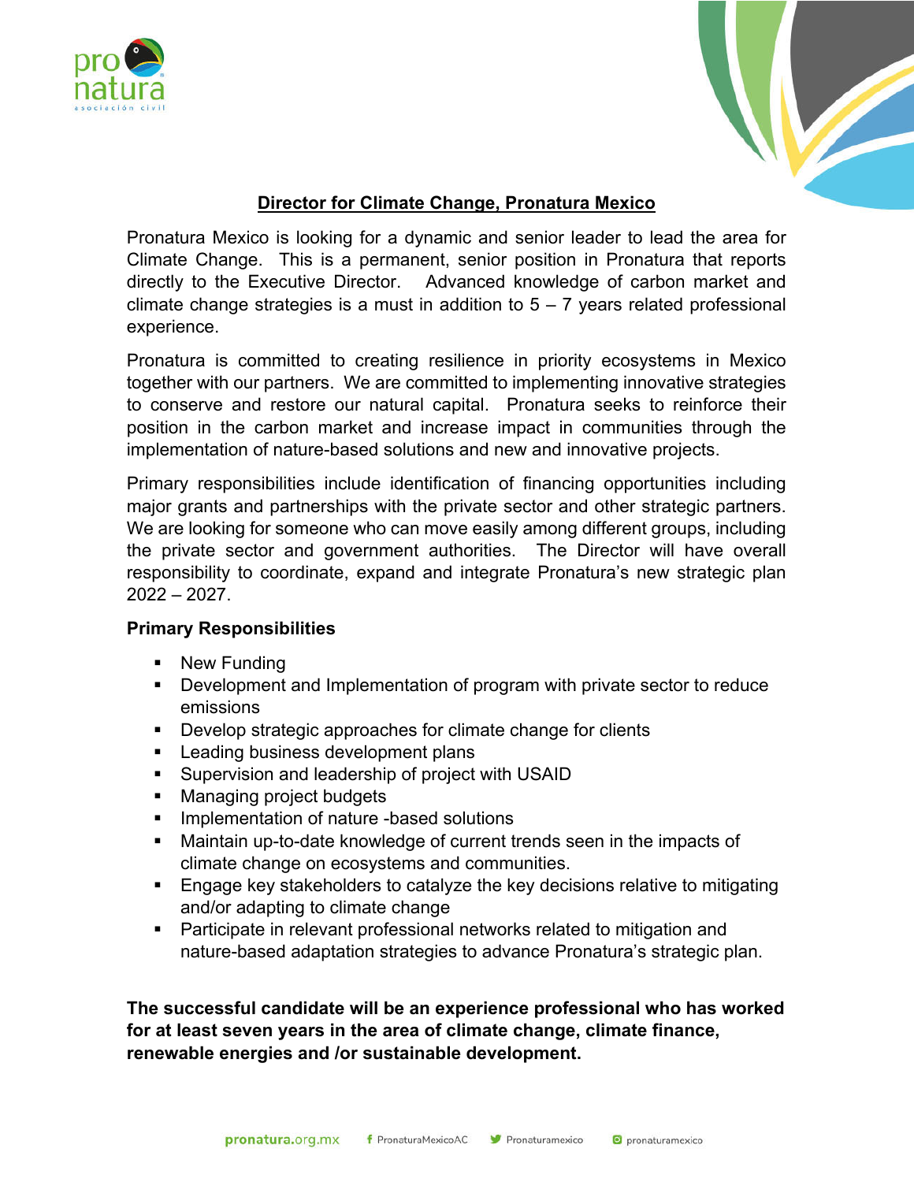# Director for Climate Change, Pronatura Mexico

Pronatura Mexico is looking for a dynamic and senior leader to lead the area for Climate Change. This is a permanent, senior position in Pronatura that reports directly to the Executive Director. Advanced knowledge of carbon market and climate change strategies is a must in addition to 5 – 7 years related professional experience.

Pronatura is committed to creating resilience in priority ecosystems in Mexico together with our partners. We are committed to implementing innovative strategies to conserve and restore our natural capital. Pronatura seeks to reinforce their position in the carbon market and increase impact in communities through the implementation of nature-based solutions and new and innovative projects.

Primary responsibilities include identification of financing opportunities including major grants and partnerships with the private sector and other strategic partners. We are looking for someone who can move easily among different groups, including the private sector and government authorities. The Director will have overall responsibility to coordinate, expand and integrate Pronatura's new strategic plan 2022 – 2027.

## Primary Responsibilities

- New Funding
- Development and Implementation of program with private sector to reduce emissions
- Develop strategic approaches for climate change for clients
- Leading business development plans
- Supervision and leadership of project with USAID
- Managing project budgets
- Implementation of nature -based solutions
- Maintain up-to-date knowledge of current trends seen in the impacts of climate change on ecosystems and communities.
- Engage key stakeholders to catalyze the key decisions relative to mitigating and/or adapting to climate change
- Participate in relevant professional networks related to mitigation and nature-based adaptation strategies to advance Pronatura's strategic plan.

**The successful candidate will be an experience professional who has worked for at least seven years in the area of climate change, climate finance, renewable energies and /or sustainable development.**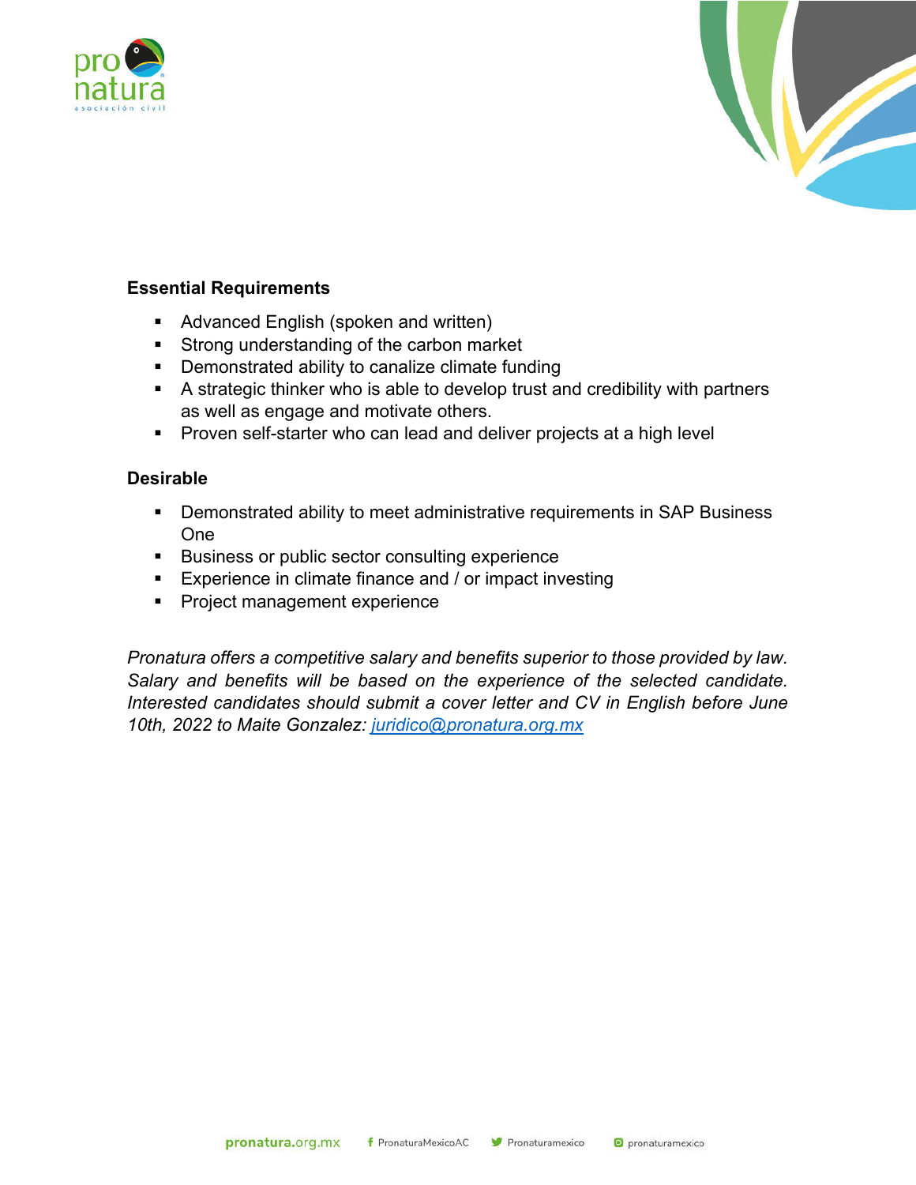### Essential Requirements

- Advanced English (spoken and written)
- Strong understanding of the carbon market
- Demonstrated ability to canalize climate funding
- A strategic thinker who is able to develop trust and credibility with partners as well as engage and motivate others.
- Proven self-starter who can lead and deliver projects at a high level

### Desirable

- Demonstrated ability to meet administrative requirements in SAP Business One
- Business or public sector consulting experience
- Experience in climate finance and / or impact investing
- Project management experience

*Pronatura offers a competitive salary and benefits superior to those provided by law. Salary and benefits will be based on the experience of the selected candidate. Interested candidates should submit a cover letter and CV in English before June 10th, 2022 to Maite Gonzalez: juridico@pronatura.org.mx*